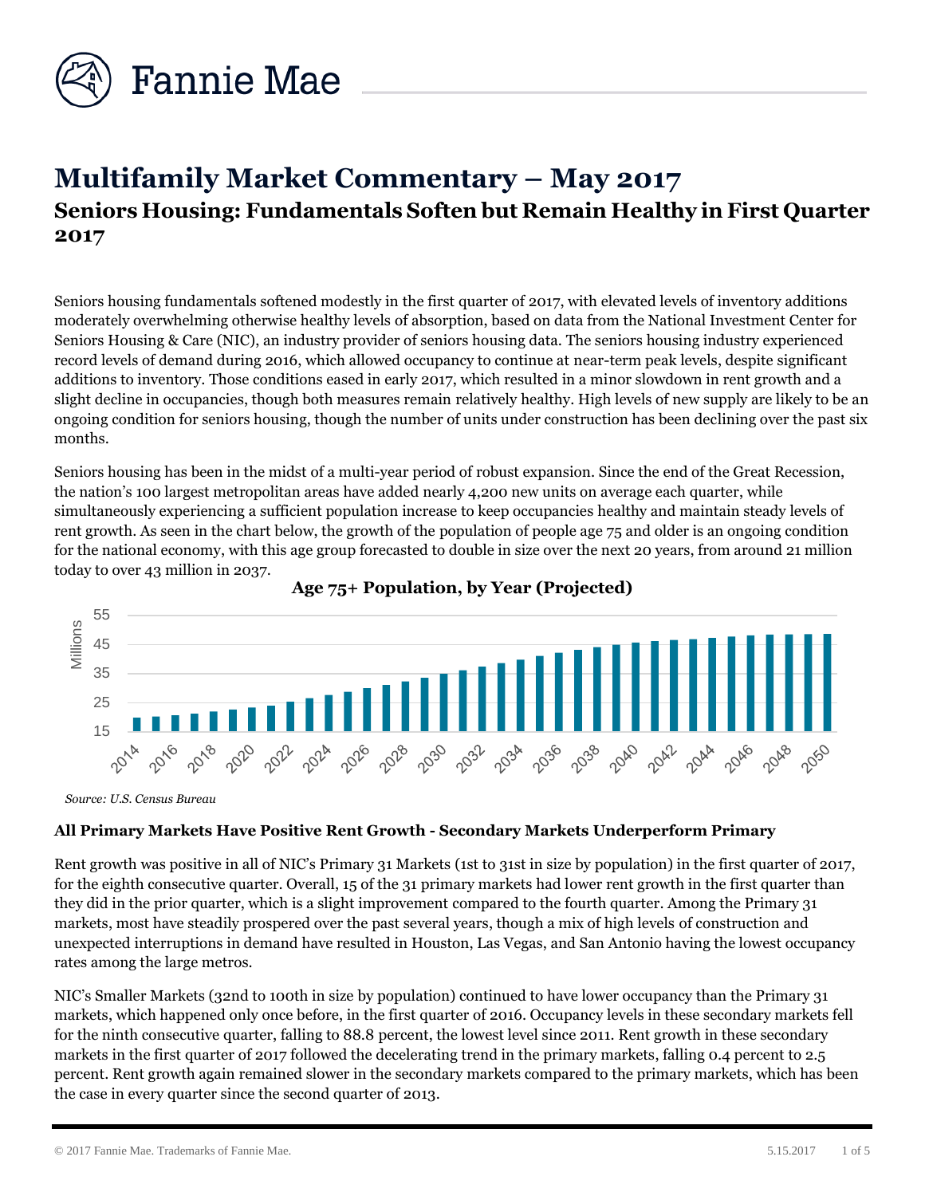# Multifamily Market Commentary – May 2017

## Seniors Housing: Fundamentals Soften but Remain Healthy in First Quarter 2017

Seniors housing fundamentals softened modestly in the first quarter of 2017, with elevated levels of inventory additions moderately overwhelming otherwise healthy levels of absorption, based on data from the National Investment Center for Seniors Housing & Care (NIC), an industry provider of seniors housing data. The seniors housing industry experienced record levels of demand during 2016, which allowed occupancy to continue at near-term peak levels, despite significant additions to inventory. Those conditions eased in early 2017, which resulted in a minor slowdown in rent growth and a slight decline in occupancies, though both measures remain relatively healthy. High levels of new supply are likely to be an ongoing condition for seniors housing, though the number of units under construction has been declining over the past six months.

Seniors housing has been in the midst of a multi-year period of robust expansion. Since the end of the Great Recession, the nation's 100 largest metropolitan areas have added nearly 4,200 new units on average each quarter, while simultaneously experiencing a sufficient population increase to keep occupancies healthy and maintain steady levels of rent growth. As seen in the chart below, the growth of the population of people age 75 and older is an ongoing condition for the national economy, with this age group forecasted to double in size over the next 20 years, from around 21 million today to over 43 million in 2037.

**Age 75+ Population, by Year (Projected)**

*Source: U.S. Census Bureau*

### All Primary Markets Have Positive Rent Growth - Secondary Markets Underperform Primary

Rent growth was positive in all of NIC's Primary 31 Markets (1st to 31st in size by population) in the first quarter of 2017, for the eighth consecutive quarter. Overall, 15 of the 31 primary markets had lower rent growth in the first quarter than they did in the prior quarter, which is a slight improvement compared to the fourth quarter. Among the Primary 31 markets, most have steadily prospered over the past several years, though a mix of high levels of construction and unexpected interruptions in demand have resulted in Houston, Las Vegas, and San Antonio having the lowest occupancy rates among the large metros.

NIC's Smaller Markets (32nd to 100th in size by population) continued to have lower occupancy than the Primary 31 markets, which happened only once before, in the first quarter of 2016. Occupancy levels in these secondary markets fell for the ninth consecutive quarter, falling to 88.8 percent, the lowest level since 2011. Rent growth in these secondary markets in the first quarter of 2017 followed the decelerating trend in the primary markets, falling 0.4 percent to 2.5 percent. Rent growth again remained slower in the secondary markets compared to the primary markets, which has been the case in every quarter since the second quarter of 2013.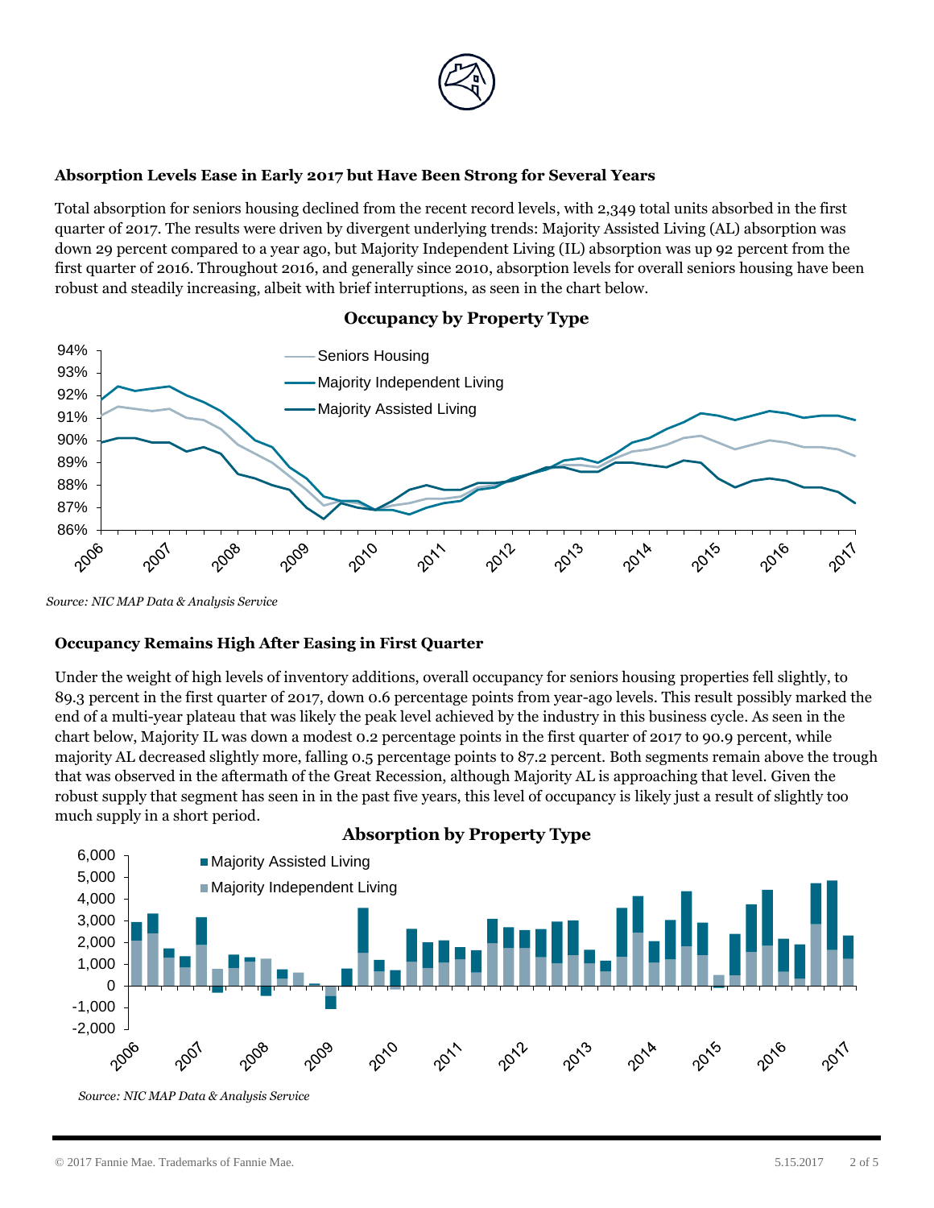### Absorption Levels Ease in Early 2017 but Have Been Strong for Several Years

Total absorption for seniors housing declined from the recent record levels, with 2,349 total units absorbed in the first quarter of 2017. The results were driven by divergent underlying trends: Majority Assisted Living (AL) absorption was down 29 percent compared to a year ago, but Majority Independent Living (IL) absorption was up 92 percent from the first quarter of 2016. Throughout 2016, and generally since 2010, absorption levels for overall seniors housing have been robust and steadily increasing, albeit with brief interruptions, as seen in the chart below.

**Occupancy by Property Type**

*Source: NIC MAP Data & Analysis Service*

### Occupancy Remains High After Easing in First Quarter

Under the weight of high levels of inventory additions, overall occupancy for seniors housing properties fell slightly, to 89.3 percent in the first quarter of 2017, down 0.6 percentage points from year-ago levels. This result possibly marked the end of a multi-year plateau that was likely the peak level achieved by the industry in this business cycle. As seen in the chart below, Majority IL was down a modest 0.2 percentage points in the first quarter of 2017 to 90.9 percent, while majority AL decreased slightly more, falling 0.5 percentage points to 87.2 percent. Both segments remain above the trough that was observed in the aftermath of the Great Recession, although Majority AL is approaching that level. Given the robust supply that segment has seen in in the past five years, this level of occupancy is likely just a result of slightly too much supply in a short period.

**Absorption by Property Type**

*Source: NIC MAP Data & Analysis Service*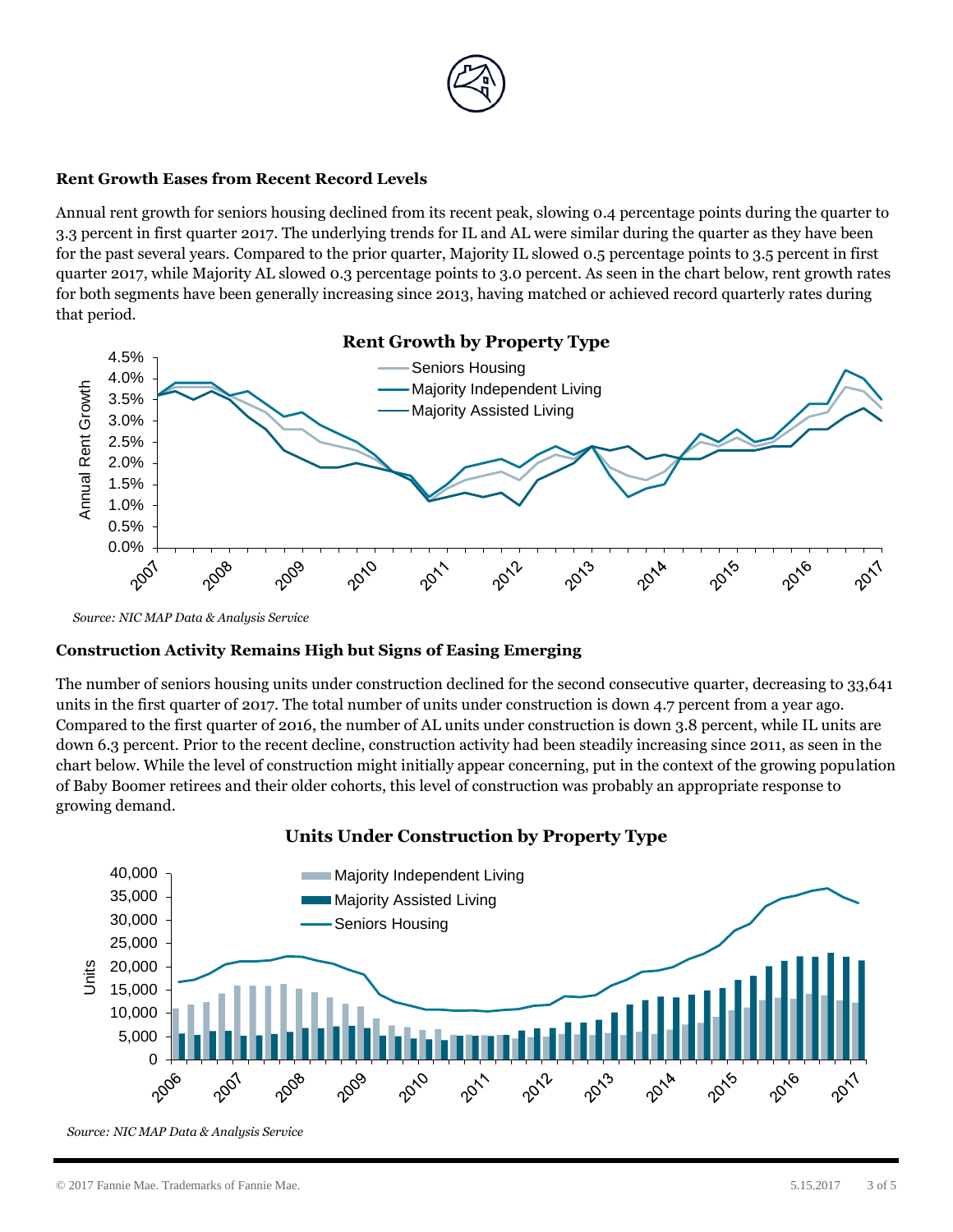### Rent Growth Eases from Recent Record Levels

Annual rent growth for seniors housing declined from its recent peak, slowing 0.4 percentage points during the quarter to 3.3 percent in first quarter 2017. The underlying trends for IL and AL were similar during the quarter as they have been for the past several years. Compared to the prior quarter, Majority IL slowed 0.5 percentage points to 3.5 percent in first quarter 2017, while Majority AL slowed 0.3 percentage points to 3.0 percent. As seen in the chart below, rent growth rates for both segments have been generally increasing since 2013, having matched or achieved record quarterly rates during that period.

**Rent Growth by Property Type**

*Source: NIC MAP Data & Analysis Service*

### Construction Activity Remains High but Signs of Easing Emerging

The number of seniors housing units under construction declined for the second consecutive quarter, decreasing to 33,641 units in the first quarter of 2017. The total number of units under construction is down 4.7 percent from a year ago. Compared to the first quarter of 2016, the number of AL units under construction is down 3.8 percent, while IL units are down 6.3 percent. Prior to the recent decline, construction activity had been steadily increasing since 2011, as seen in the chart below. While the level of construction might initially appear concerning, put in the context of the growing population of Baby Boomer retirees and their older cohorts, this level of construction was probably an appropriate response to growing demand.

**Units Under Construction by Property Type**

*Source: NIC MAP Data & Analysis Service*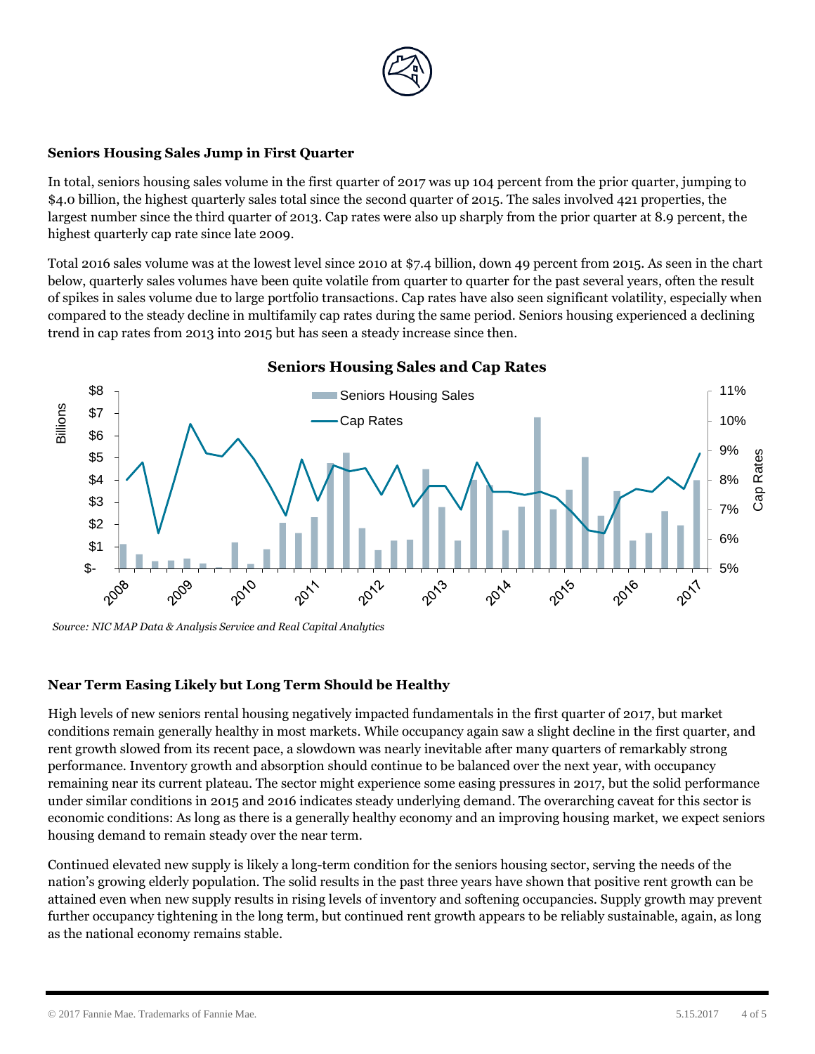## Seniors Housing Sales Jump in First Quarter

In total, seniors housing sales volume in the first quarter of 2017 was up 104 percent from the prior quarter, jumping to $4.0 billion, the highest quarterly sales total since the second quarter of 2015. The sales involved 421 properties, the largest number since the third quarter of 2013. Cap rates were also up sharply from the prior quarter at 8.9 percent, the highest quarterly cap rate since late 2009.

Total 2016 sales volume was at the lowest level since 2010 at $7.4 billion, down 49 percent from 2015. As seen in the chart below, quarterly sales volumes have been quite volatile from quarter to quarter for the past several years, often the result of spikes in sales volume due to large portfolio transactions. Cap rates have also seen significant volatility, especially when compared to the steady decline in multifamily cap rates during the same period. Seniors housing experienced a declining trend in cap rates from 2013 into 2015 but has seen a steady increase since then.

**Seniors Housing Sales and Cap Rates**

*Source: NIC MAP Data & Analysis Service and Real Capital Analytics*

## Near Term Easing Likely but Long Term Should be Healthy

High levels of new seniors rental housing negatively impacted fundamentals in the first quarter of 2017, but market conditions remain generally healthy in most markets. While occupancy again saw a slight decline in the first quarter, and rent growth slowed from its recent pace, a slowdown was nearly inevitable after many quarters of remarkably strong performance. Inventory growth and absorption should continue to be balanced over the next year, with occupancy remaining near its current plateau. The sector might experience some easing pressures in 2017, but the solid performance under similar conditions in 2015 and 2016 indicates steady underlying demand. The overarching caveat for this sector is economic conditions: As long as there is a generally healthy economy and an improving housing market, we expect seniors housing demand to remain steady over the near term.

Continued elevated new supply is likely a long-term condition for the seniors housing sector, serving the needs of the nation's growing elderly population. The solid results in the past three years have shown that positive rent growth can be attained even when new supply results in rising levels of inventory and softening occupancies. Supply growth may prevent further occupancy tightening in the long term, but continued rent growth appears to be reliably sustainable, again, as long as the national economy remains stable.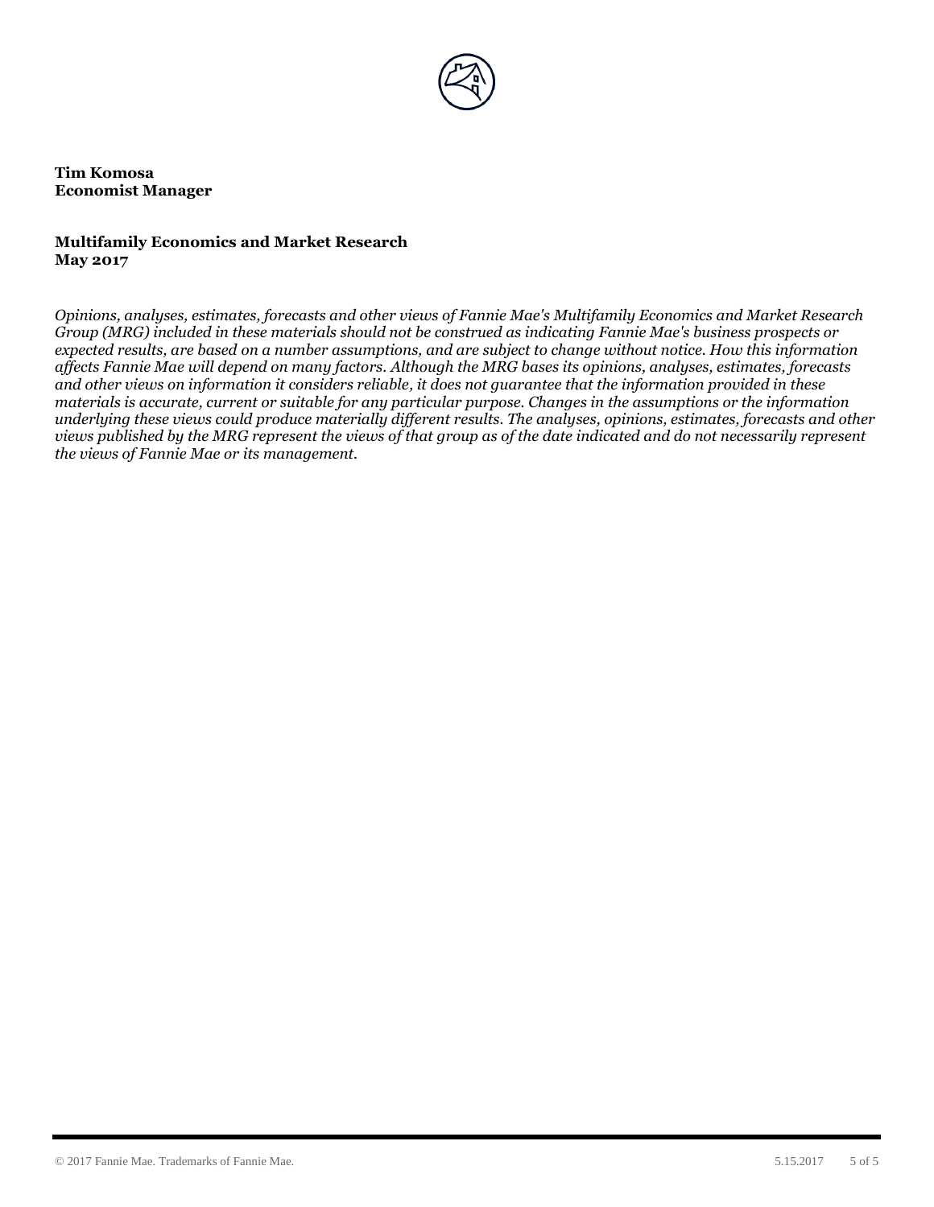**Tim Komosa**
**Economist Manager**

**Multifamily Economics and Market Research**
**May 2017**

*Opinions, analyses, estimates, forecasts and other views of Fannie Mae's Multifamily Economics and Market Research Group (MRG) included in these materials should not be construed as indicating Fannie Mae's business prospects or expected results, are based on a number assumptions, and are subject to change without notice. How this information affects Fannie Mae will depend on many factors. Although the MRG bases its opinions, analyses, estimates, forecasts and other views on information it considers reliable, it does not guarantee that the information provided in these materials is accurate, current or suitable for any particular purpose. Changes in the assumptions or the information underlying these views could produce materially different results. The analyses, opinions, estimates, forecasts and other views published by the MRG represent the views of that group as of the date indicated and do not necessarily represent the views of Fannie Mae or its management.*